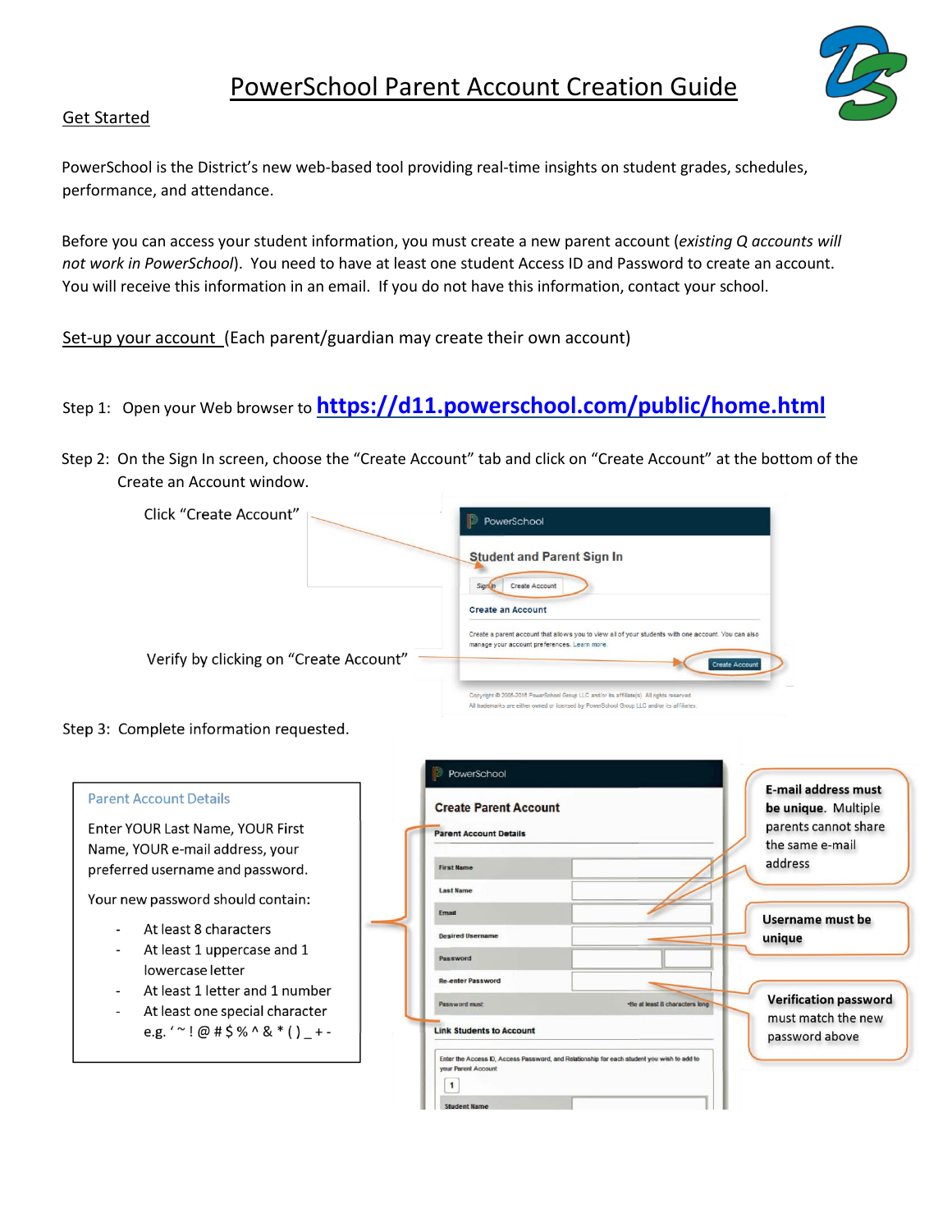// PowerSchool Parent Account Creation Guide

# PowerSchool Parent Account Creation Guide

## Get Started

PowerSchool is the District's new web-based tool providing real-time insights on student grades, schedules, performance, and attendance.

Before you can access your student information, you must create a new parent account (*existing Q accounts will not work in PowerSchool*). You need to have at least one student Access ID and Password to create an account. You will receive this information in an email. If you do not have this information, contact your school.

## Set-up your account (Each parent/guardian may create their own account)

Step 1: Open your Web browser to **https://d11.powerschool.com/public/home.html**

Step 2: On the Sign In screen, choose the "Create Account" tab and click on "Create Account" at the bottom of the Create an Account window.

Click "Create Account"

Verify by clicking on "Create Account"

Step 3: Complete information requested.

**Parent Account Details**

Enter YOUR Last Name, YOUR First Name, YOUR e-mail address, your preferred username and password.

Your new password should contain:

- At least 8 characters
- At least 1 uppercase and 1 lowercase letter
- At least 1 letter and 1 number
- At least one special character e.g. ' ~ ! @ # $ % ^ & * ( ) _ + -

**E-mail address must be unique.** Multiple parents cannot share the same e-mail address

**Username must be unique**

**Verification password** must match the new password above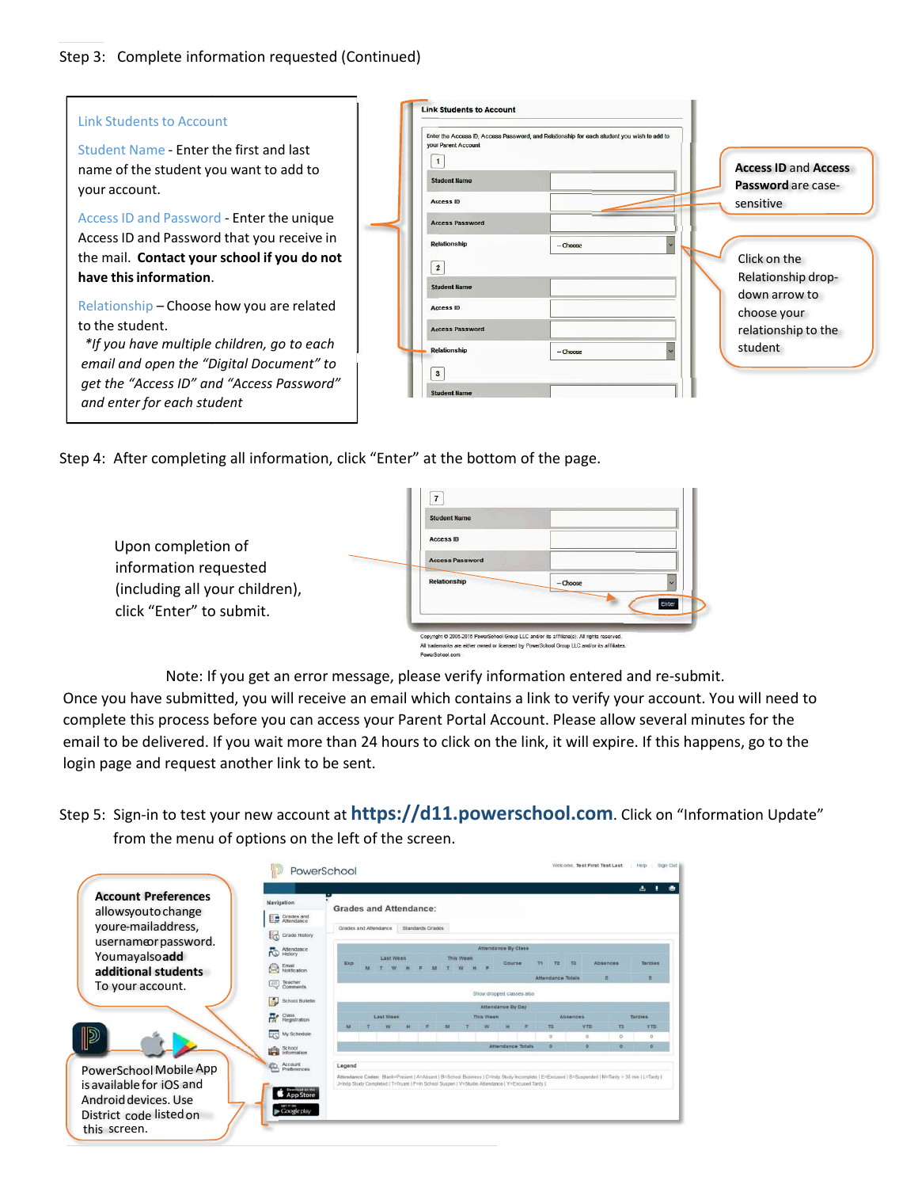Step 3: Complete information requested (Continued)

Link Students to Account

Student Name - Enter the first and last name of the student you want to add to your account.

Access ID and Password - Enter the unique Access ID and Password that you receive in the mail. **Contact your school if you do not have this information**.

Relationship – Choose how you are related to the student.

*\*If you have multiple children, go to each email and open the "Digital Document" to get the "Access ID" and "Access Password" and enter for each student*

**Access ID** and **Access Password** are case-sensitive

Click on the Relationship drop-down arrow to choose your relationship to the student

Step 4: After completing all information, click "Enter" at the bottom of the page.

Upon completion of information requested (including all your children), click "Enter" to submit.

Note: If you get an error message, please verify information entered and re-submit.

Once you have submitted, you will receive an email which contains a link to verify your account. You will need to complete this process before you can access your Parent Portal Account. Please allow several minutes for the email to be delivered. If you wait more than 24 hours to click on the link, it will expire. If this happens, go to the login page and request another link to be sent.

Step 5: Sign-in to test your new account at **https://d11.powerschool.com**. Click on "Information Update" from the menu of options on the left of the screen.

**Account Preferences** allows you to change your e-mail address, username or password. You may also **add additional students** To your account.

PowerSchool Mobile App is available for iOS and Android devices. Use District code listed on this screen.